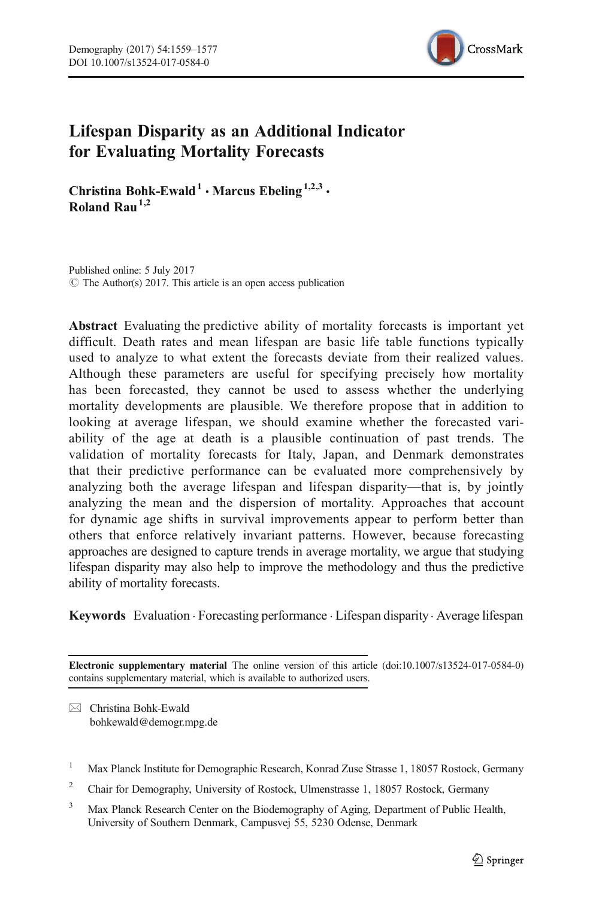# Lifespan Disparity as an Additional Indicator for Evaluating Mortality Forecasts

Christina Bohk-Ewald[1] · Marcus Ebeling[1,2,3] · Roland Rau[1,2]

Published online: 5 July 2017
© The Author(s) 2017. This article is an open access publication

**Abstract** Evaluating the predictive ability of mortality forecasts is important yet difficult. Death rates and mean lifespan are basic life table functions typically used to analyze to what extent the forecasts deviate from their realized values. Although these parameters are useful for specifying precisely how mortality has been forecasted, they cannot be used to assess whether the underlying mortality developments are plausible. We therefore propose that in addition to looking at average lifespan, we should examine whether the forecasted variability of the age at death is a plausible continuation of past trends. The validation of mortality forecasts for Italy, Japan, and Denmark demonstrates that their predictive performance can be evaluated more comprehensively by analyzing both the average lifespan and lifespan disparity—that is, by jointly analyzing the mean and the dispersion of mortality. Approaches that account for dynamic age shifts in survival improvements appear to perform better than others that enforce relatively invariant patterns. However, because forecasting approaches are designed to capture trends in average mortality, we argue that studying lifespan disparity may also help to improve the methodology and thus the predictive ability of mortality forecasts.

**Keywords** Evaluation · Forecasting performance · Lifespan disparity · Average lifespan

**Electronic supplementary material** The online version of this article (doi:10.1007/s13524-017-0584-0) contains supplementary material, which is available to authorized users.

✉ Christina Bohk-Ewald
bohkewald@demogr.mpg.de

[1] Max Planck Institute for Demographic Research, Konrad Zuse Strasse 1, 18057 Rostock, Germany

[2] Chair for Demography, University of Rostock, Ulmenstrasse 1, 18057 Rostock, Germany

[3] Max Planck Research Center on the Biodemography of Aging, Department of Public Health, University of Southern Denmark, Campusvej 55, 5230 Odense, Denmark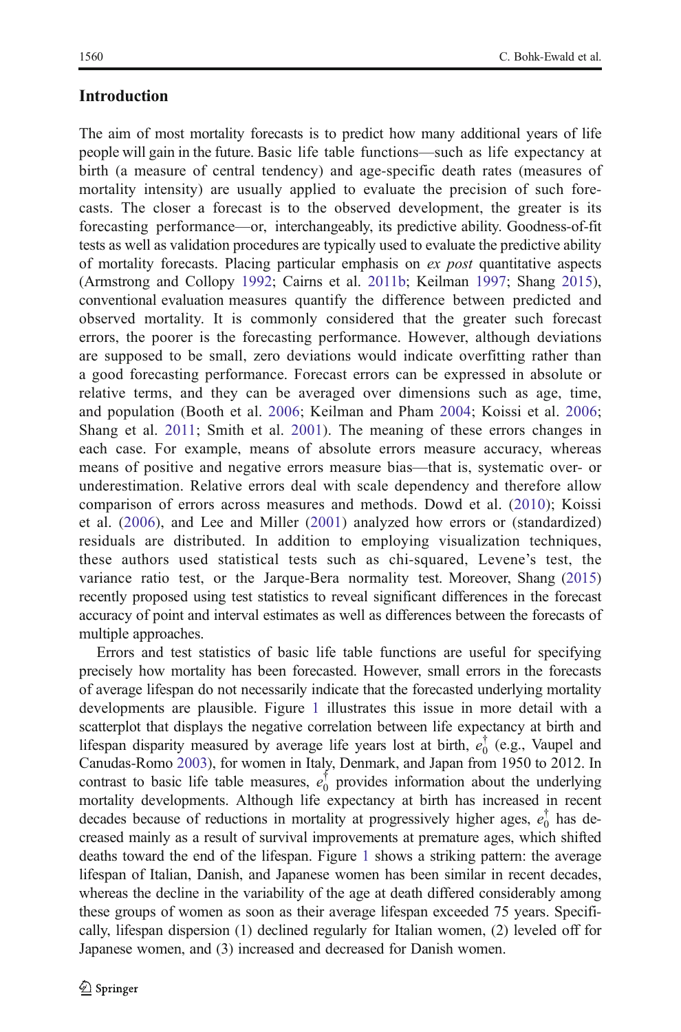## Introduction

The aim of most mortality forecasts is to predict how many additional years of life people will gain in the future. Basic life table functions—such as life expectancy at birth (a measure of central tendency) and age-specific death rates (measures of mortality intensity) are usually applied to evaluate the precision of such forecasts. The closer a forecast is to the observed development, the greater is its forecasting performance—or, interchangeably, its predictive ability. Goodness-of-fit tests as well as validation procedures are typically used to evaluate the predictive ability of mortality forecasts. Placing particular emphasis on *ex post* quantitative aspects (Armstrong and Collopy 1992; Cairns et al. 2011b; Keilman 1997; Shang 2015), conventional evaluation measures quantify the difference between predicted and observed mortality. It is commonly considered that the greater such forecast errors, the poorer is the forecasting performance. However, although deviations are supposed to be small, zero deviations would indicate overfitting rather than a good forecasting performance. Forecast errors can be expressed in absolute or relative terms, and they can be averaged over dimensions such as age, time, and population (Booth et al. 2006; Keilman and Pham 2004; Koissi et al. 2006; Shang et al. 2011; Smith et al. 2001). The meaning of these errors changes in each case. For example, means of absolute errors measure accuracy, whereas means of positive and negative errors measure bias—that is, systematic over- or underestimation. Relative errors deal with scale dependency and therefore allow comparison of errors across measures and methods. Dowd et al. (2010); Koissi et al. (2006), and Lee and Miller (2001) analyzed how errors or (standardized) residuals are distributed. In addition to employing visualization techniques, these authors used statistical tests such as chi-squared, Levene's test, the variance ratio test, or the Jarque-Bera normality test. Moreover, Shang (2015) recently proposed using test statistics to reveal significant differences in the forecast accuracy of point and interval estimates as well as differences between the forecasts of multiple approaches.

Errors and test statistics of basic life table functions are useful for specifying precisely how mortality has been forecasted. However, small errors in the forecasts of average lifespan do not necessarily indicate that the forecasted underlying mortality developments are plausible. Figure 1 illustrates this issue in more detail with a scatterplot that displays the negative correlation between life expectancy at birth and lifespan disparity measured by average life years lost at birth, $e_0^\dagger$ (e.g., Vaupel and Canudas-Romo 2003), for women in Italy, Denmark, and Japan from 1950 to 2012. In contrast to basic life table measures, $e_0^\dagger$ provides information about the underlying mortality developments. Although life expectancy at birth has increased in recent decades because of reductions in mortality at progressively higher ages, $e_0^\dagger$ has decreased mainly as a result of survival improvements at premature ages, which shifted deaths toward the end of the lifespan. Figure 1 shows a striking pattern: the average lifespan of Italian, Danish, and Japanese women has been similar in recent decades, whereas the decline in the variability of the age at death differed considerably among these groups of women as soon as their average lifespan exceeded 75 years. Specifically, lifespan dispersion (1) declined regularly for Italian women, (2) leveled off for Japanese women, and (3) increased and decreased for Danish women.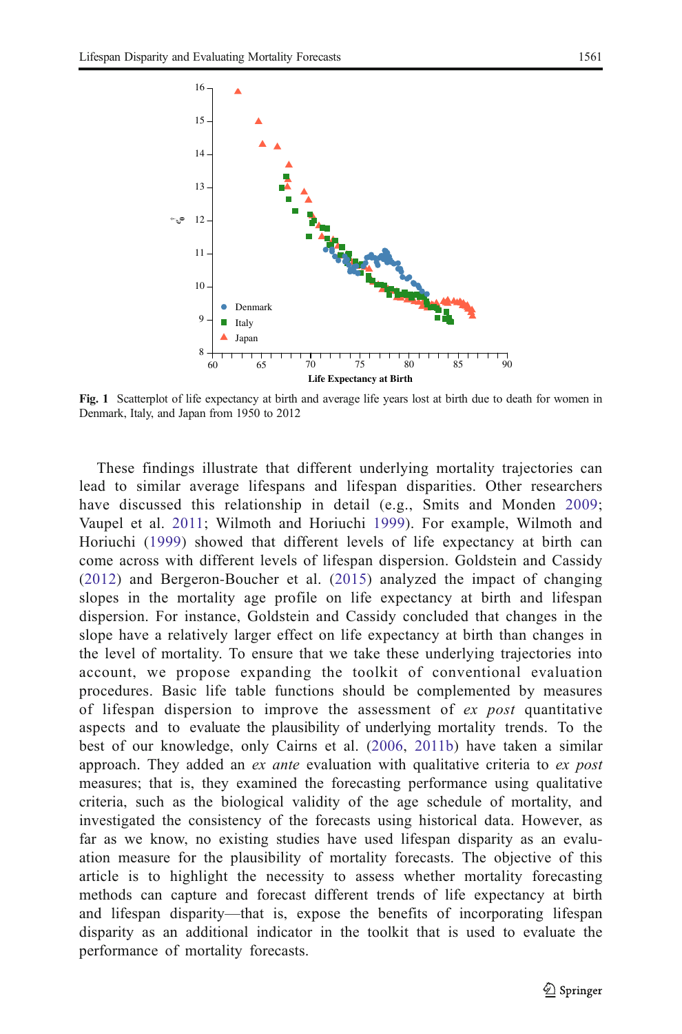**Fig. 1** Scatterplot of life expectancy at birth and average life years lost at birth due to death for women in Denmark, Italy, and Japan from 1950 to 2012

These findings illustrate that different underlying mortality trajectories can lead to similar average lifespans and lifespan disparities. Other researchers have discussed this relationship in detail (e.g., Smits and Monden 2009; Vaupel et al. 2011; Wilmoth and Horiuchi 1999). For example, Wilmoth and Horiuchi (1999) showed that different levels of life expectancy at birth can come across with different levels of lifespan dispersion. Goldstein and Cassidy (2012) and Bergeron-Boucher et al. (2015) analyzed the impact of changing slopes in the mortality age profile on life expectancy at birth and lifespan dispersion. For instance, Goldstein and Cassidy concluded that changes in the slope have a relatively larger effect on life expectancy at birth than changes in the level of mortality. To ensure that we take these underlying trajectories into account, we propose expanding the toolkit of conventional evaluation procedures. Basic life table functions should be complemented by measures of lifespan dispersion to improve the assessment of *ex post* quantitative aspects and to evaluate the plausibility of underlying mortality trends. To the best of our knowledge, only Cairns et al. (2006, 2011b) have taken a similar approach. They added an *ex ante* evaluation with qualitative criteria to *ex post* measures; that is, they examined the forecasting performance using qualitative criteria, such as the biological validity of the age schedule of mortality, and investigated the consistency of the forecasts using historical data. However, as far as we know, no existing studies have used lifespan disparity as an evaluation measure for the plausibility of mortality forecasts. The objective of this article is to highlight the necessity to assess whether mortality forecasting methods can capture and forecast different trends of life expectancy at birth and lifespan disparity—that is, expose the benefits of incorporating lifespan disparity as an additional indicator in the toolkit that is used to evaluate the performance of mortality forecasts.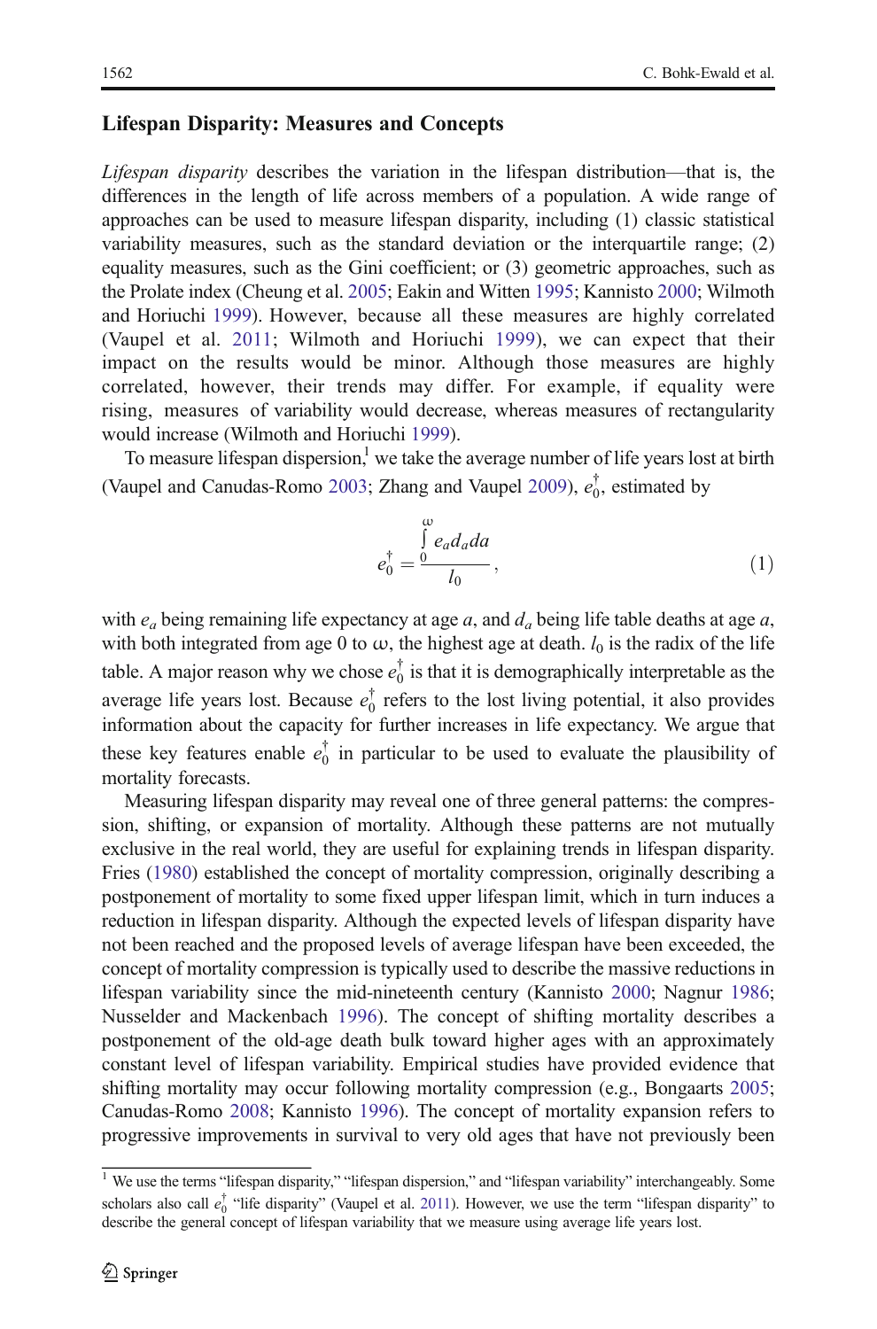## Lifespan Disparity: Measures and Concepts

*Lifespan disparity* describes the variation in the lifespan distribution—that is, the differences in the length of life across members of a population. A wide range of approaches can be used to measure lifespan disparity, including (1) classic statistical variability measures, such as the standard deviation or the interquartile range; (2) equality measures, such as the Gini coefficient; or (3) geometric approaches, such as the Prolate index (Cheung et al. 2005; Eakin and Witten 1995; Kannisto 2000; Wilmoth and Horiuchi 1999). However, because all these measures are highly correlated (Vaupel et al. 2011; Wilmoth and Horiuchi 1999), we can expect that their impact on the results would be minor. Although those measures are highly correlated, however, their trends may differ. For example, if equality were rising, measures of variability would decrease, whereas measures of rectangularity would increase (Wilmoth and Horiuchi 1999).

To measure lifespan dispersion,[1] we take the average number of life years lost at birth (Vaupel and Canudas-Romo 2003; Zhang and Vaupel 2009), $e_0^{\dagger}$, estimated by

$$e_0^{\dagger} = \frac{\int_0^{\omega} e_a d_a da}{l_0}, \tag{1}$$

with $e_a$ being remaining life expectancy at age $a$, and $d_a$ being life table deaths at age $a$, with both integrated from age 0 to ω, the highest age at death. $l_0$ is the radix of the life table. A major reason why we chose $e_0^{\dagger}$ is that it is demographically interpretable as the average life years lost. Because $e_0^{\dagger}$ refers to the lost living potential, it also provides information about the capacity for further increases in life expectancy. We argue that these key features enable $e_0^{\dagger}$ in particular to be used to evaluate the plausibility of mortality forecasts.

Measuring lifespan disparity may reveal one of three general patterns: the compression, shifting, or expansion of mortality. Although these patterns are not mutually exclusive in the real world, they are useful for explaining trends in lifespan disparity. Fries (1980) established the concept of mortality compression, originally describing a postponement of mortality to some fixed upper lifespan limit, which in turn induces a reduction in lifespan disparity. Although the expected levels of lifespan disparity have not been reached and the proposed levels of average lifespan have been exceeded, the concept of mortality compression is typically used to describe the massive reductions in lifespan variability since the mid-nineteenth century (Kannisto 2000; Nagnur 1986; Nusselder and Mackenbach 1996). The concept of shifting mortality describes a postponement of the old-age death bulk toward higher ages with an approximately constant level of lifespan variability. Empirical studies have provided evidence that shifting mortality may occur following mortality compression (e.g., Bongaarts 2005; Canudas-Romo 2008; Kannisto 1996). The concept of mortality expansion refers to progressive improvements in survival to very old ages that have not previously been

[1] We use the terms "lifespan disparity," "lifespan dispersion," and "lifespan variability" interchangeably. Some scholars also call $e_0^{\dagger}$ "life disparity" (Vaupel et al. 2011). However, we use the term "lifespan disparity" to describe the general concept of lifespan variability that we measure using average life years lost.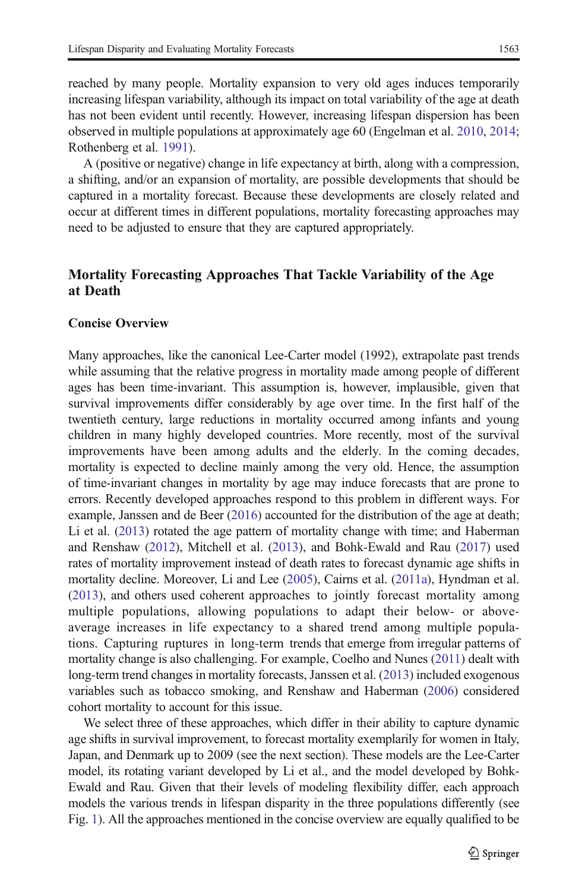reached by many people. Mortality expansion to very old ages induces temporarily increasing lifespan variability, although its impact on total variability of the age at death has not been evident until recently. However, increasing lifespan dispersion has been observed in multiple populations at approximately age 60 (Engelman et al. 2010, 2014; Rothenberg et al. 1991).

A (positive or negative) change in life expectancy at birth, along with a compression, a shifting, and/or an expansion of mortality, are possible developments that should be captured in a mortality forecast. Because these developments are closely related and occur at different times in different populations, mortality forecasting approaches may need to be adjusted to ensure that they are captured appropriately.

## Mortality Forecasting Approaches That Tackle Variability of the Age at Death

### Concise Overview

Many approaches, like the canonical Lee-Carter model (1992), extrapolate past trends while assuming that the relative progress in mortality made among people of different ages has been time-invariant. This assumption is, however, implausible, given that survival improvements differ considerably by age over time. In the first half of the twentieth century, large reductions in mortality occurred among infants and young children in many highly developed countries. More recently, most of the survival improvements have been among adults and the elderly. In the coming decades, mortality is expected to decline mainly among the very old. Hence, the assumption of time-invariant changes in mortality by age may induce forecasts that are prone to errors. Recently developed approaches respond to this problem in different ways. For example, Janssen and de Beer (2016) accounted for the distribution of the age at death; Li et al. (2013) rotated the age pattern of mortality change with time; and Haberman and Renshaw (2012), Mitchell et al. (2013), and Bohk-Ewald and Rau (2017) used rates of mortality improvement instead of death rates to forecast dynamic age shifts in mortality decline. Moreover, Li and Lee (2005), Cairns et al. (2011a), Hyndman et al. (2013), and others used coherent approaches to jointly forecast mortality among multiple populations, allowing populations to adapt their below- or above-average increases in life expectancy to a shared trend among multiple populations. Capturing ruptures in long-term trends that emerge from irregular patterns of mortality change is also challenging. For example, Coelho and Nunes (2011) dealt with long-term trend changes in mortality forecasts, Janssen et al. (2013) included exogenous variables such as tobacco smoking, and Renshaw and Haberman (2006) considered cohort mortality to account for this issue.

We select three of these approaches, which differ in their ability to capture dynamic age shifts in survival improvement, to forecast mortality exemplarily for women in Italy, Japan, and Denmark up to 2009 (see the next section). These models are the Lee-Carter model, its rotating variant developed by Li et al., and the model developed by Bohk-Ewald and Rau. Given that their levels of modeling flexibility differ, each approach models the various trends in lifespan disparity in the three populations differently (see Fig. 1). All the approaches mentioned in the concise overview are equally qualified to be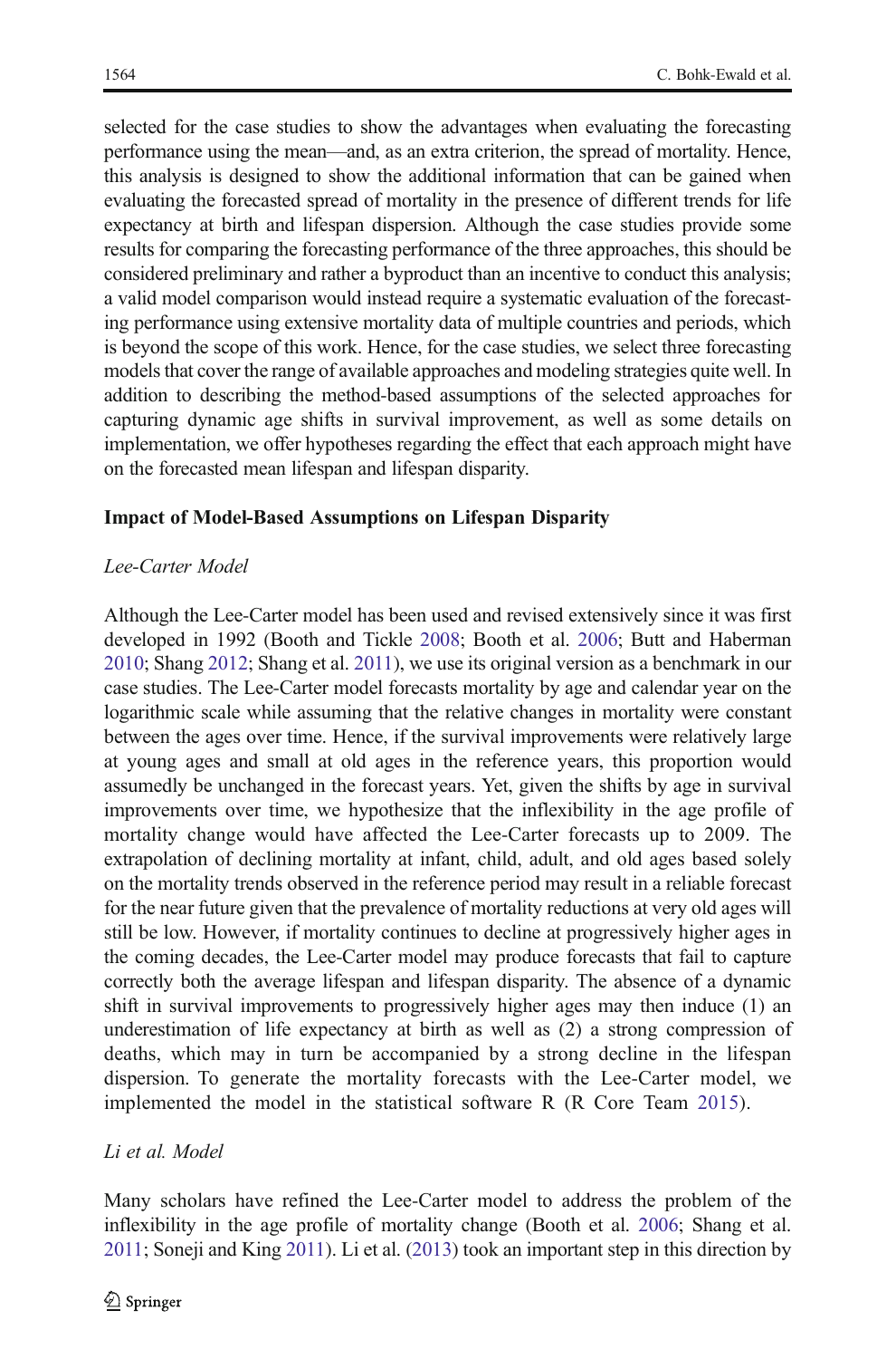selected for the case studies to show the advantages when evaluating the forecasting performance using the mean—and, as an extra criterion, the spread of mortality. Hence, this analysis is designed to show the additional information that can be gained when evaluating the forecasted spread of mortality in the presence of different trends for life expectancy at birth and lifespan dispersion. Although the case studies provide some results for comparing the forecasting performance of the three approaches, this should be considered preliminary and rather a byproduct than an incentive to conduct this analysis; a valid model comparison would instead require a systematic evaluation of the forecasting performance using extensive mortality data of multiple countries and periods, which is beyond the scope of this work. Hence, for the case studies, we select three forecasting models that cover the range of available approaches and modeling strategies quite well. In addition to describing the method-based assumptions of the selected approaches for capturing dynamic age shifts in survival improvement, as well as some details on implementation, we offer hypotheses regarding the effect that each approach might have on the forecasted mean lifespan and lifespan disparity.

## Impact of Model-Based Assumptions on Lifespan Disparity

### *Lee-Carter Model*

Although the Lee-Carter model has been used and revised extensively since it was first developed in 1992 (Booth and Tickle 2008; Booth et al. 2006; Butt and Haberman 2010; Shang 2012; Shang et al. 2011), we use its original version as a benchmark in our case studies. The Lee-Carter model forecasts mortality by age and calendar year on the logarithmic scale while assuming that the relative changes in mortality were constant between the ages over time. Hence, if the survival improvements were relatively large at young ages and small at old ages in the reference years, this proportion would assumedly be unchanged in the forecast years. Yet, given the shifts by age in survival improvements over time, we hypothesize that the inflexibility in the age profile of mortality change would have affected the Lee-Carter forecasts up to 2009. The extrapolation of declining mortality at infant, child, adult, and old ages based solely on the mortality trends observed in the reference period may result in a reliable forecast for the near future given that the prevalence of mortality reductions at very old ages will still be low. However, if mortality continues to decline at progressively higher ages in the coming decades, the Lee-Carter model may produce forecasts that fail to capture correctly both the average lifespan and lifespan disparity. The absence of a dynamic shift in survival improvements to progressively higher ages may then induce (1) an underestimation of life expectancy at birth as well as (2) a strong compression of deaths, which may in turn be accompanied by a strong decline in the lifespan dispersion. To generate the mortality forecasts with the Lee-Carter model, we implemented the model in the statistical software R (R Core Team 2015).

### *Li et al. Model*

Many scholars have refined the Lee-Carter model to address the problem of the inflexibility in the age profile of mortality change (Booth et al. 2006; Shang et al. 2011; Soneji and King 2011). Li et al. (2013) took an important step in this direction by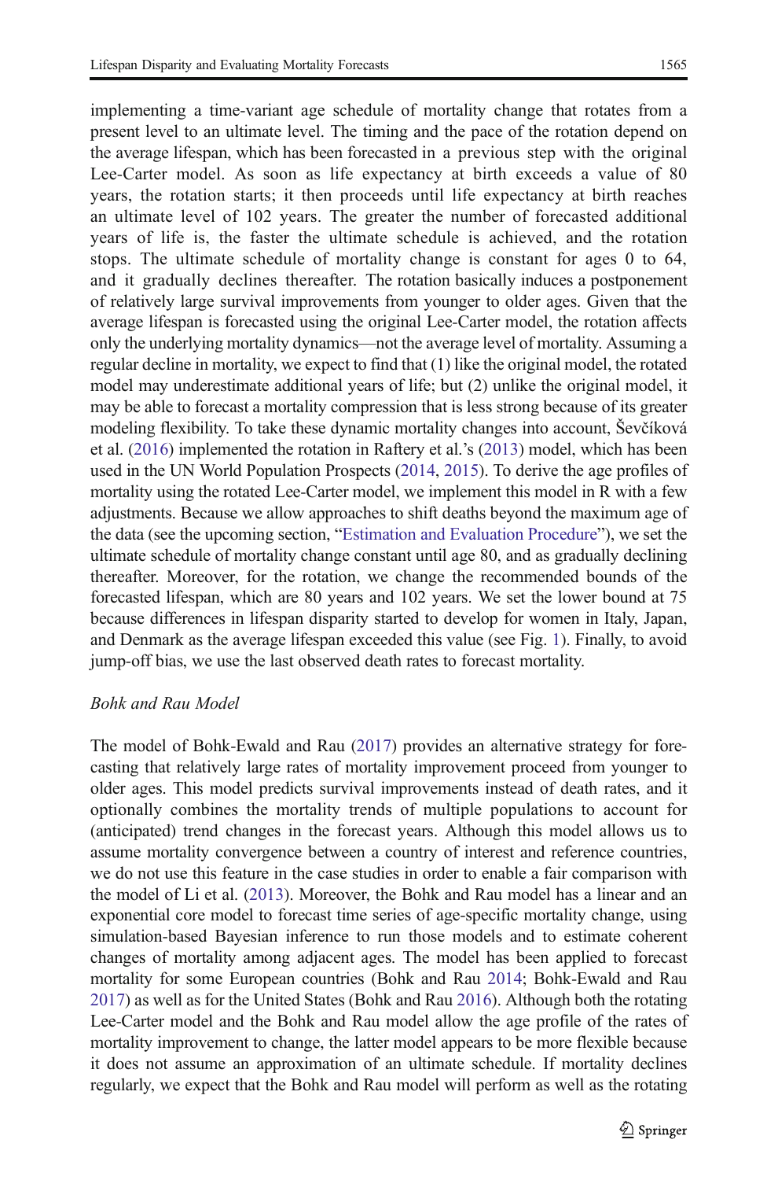implementing a time-variant age schedule of mortality change that rotates from a present level to an ultimate level. The timing and the pace of the rotation depend on the average lifespan, which has been forecasted in a previous step with the original Lee-Carter model. As soon as life expectancy at birth exceeds a value of 80 years, the rotation starts; it then proceeds until life expectancy at birth reaches an ultimate level of 102 years. The greater the number of forecasted additional years of life is, the faster the ultimate schedule is achieved, and the rotation stops. The ultimate schedule of mortality change is constant for ages 0 to 64, and it gradually declines thereafter. The rotation basically induces a postponement of relatively large survival improvements from younger to older ages. Given that the average lifespan is forecasted using the original Lee-Carter model, the rotation affects only the underlying mortality dynamics—not the average level of mortality. Assuming a regular decline in mortality, we expect to find that (1) like the original model, the rotated model may underestimate additional years of life; but (2) unlike the original model, it may be able to forecast a mortality compression that is less strong because of its greater modeling flexibility. To take these dynamic mortality changes into account, Ševčíková et al. (2016) implemented the rotation in Raftery et al.'s (2013) model, which has been used in the UN World Population Prospects (2014, 2015). To derive the age profiles of mortality using the rotated Lee-Carter model, we implement this model in R with a few adjustments. Because we allow approaches to shift deaths beyond the maximum age of the data (see the upcoming section, "Estimation and Evaluation Procedure"), we set the ultimate schedule of mortality change constant until age 80, and as gradually declining thereafter. Moreover, for the rotation, we change the recommended bounds of the forecasted lifespan, which are 80 years and 102 years. We set the lower bound at 75 because differences in lifespan disparity started to develop for women in Italy, Japan, and Denmark as the average lifespan exceeded this value (see Fig. 1). Finally, to avoid jump-off bias, we use the last observed death rates to forecast mortality.

*Bohk and Rau Model*

The model of Bohk-Ewald and Rau (2017) provides an alternative strategy for forecasting that relatively large rates of mortality improvement proceed from younger to older ages. This model predicts survival improvements instead of death rates, and it optionally combines the mortality trends of multiple populations to account for (anticipated) trend changes in the forecast years. Although this model allows us to assume mortality convergence between a country of interest and reference countries, we do not use this feature in the case studies in order to enable a fair comparison with the model of Li et al. (2013). Moreover, the Bohk and Rau model has a linear and an exponential core model to forecast time series of age-specific mortality change, using simulation-based Bayesian inference to run those models and to estimate coherent changes of mortality among adjacent ages. The model has been applied to forecast mortality for some European countries (Bohk and Rau 2014; Bohk-Ewald and Rau 2017) as well as for the United States (Bohk and Rau 2016). Although both the rotating Lee-Carter model and the Bohk and Rau model allow the age profile of the rates of mortality improvement to change, the latter model appears to be more flexible because it does not assume an approximation of an ultimate schedule. If mortality declines regularly, we expect that the Bohk and Rau model will perform as well as the rotating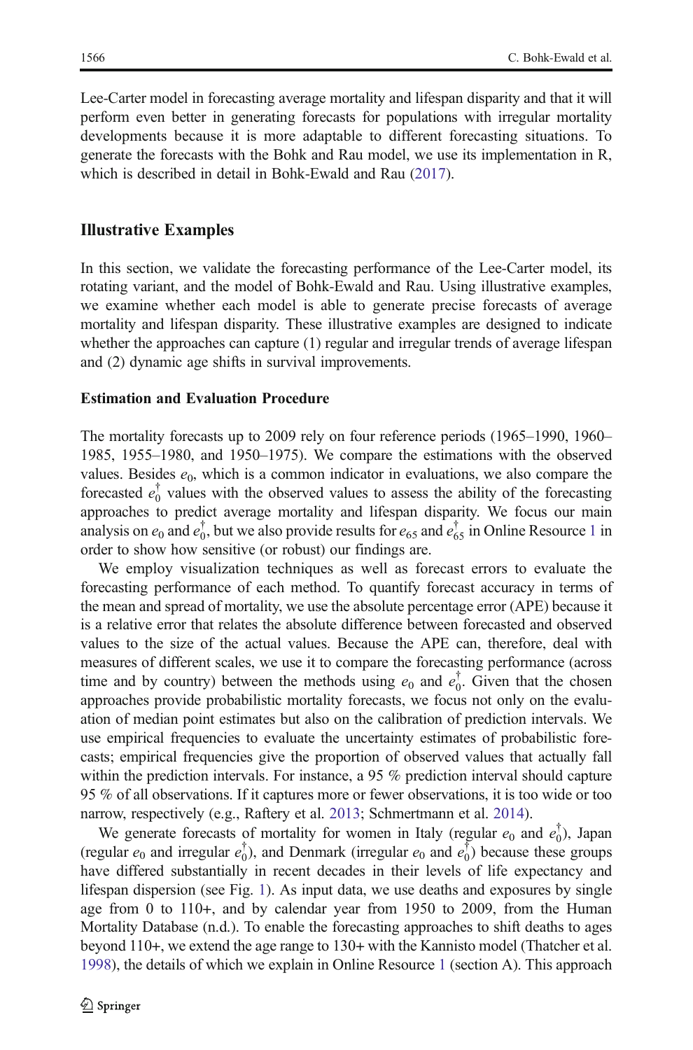Lee-Carter model in forecasting average mortality and lifespan disparity and that it will perform even better in generating forecasts for populations with irregular mortality developments because it is more adaptable to different forecasting situations. To generate the forecasts with the Bohk and Rau model, we use its implementation in R, which is described in detail in Bohk-Ewald and Rau (2017).

## Illustrative Examples

In this section, we validate the forecasting performance of the Lee-Carter model, its rotating variant, and the model of Bohk-Ewald and Rau. Using illustrative examples, we examine whether each model is able to generate precise forecasts of average mortality and lifespan disparity. These illustrative examples are designed to indicate whether the approaches can capture (1) regular and irregular trends of average lifespan and (2) dynamic age shifts in survival improvements.

### Estimation and Evaluation Procedure

The mortality forecasts up to 2009 rely on four reference periods (1965–1990, 1960–1985, 1955–1980, and 1950–1975). We compare the estimations with the observed values. Besides $e_0$, which is a common indicator in evaluations, we also compare the forecasted $e_0^\dagger$ values with the observed values to assess the ability of the forecasting approaches to predict average mortality and lifespan disparity. We focus our main analysis on $e_0$ and $e_0^\dagger$, but we also provide results for $e_{65}$ and $e_{65}^\dagger$ in Online Resource 1 in order to show how sensitive (or robust) our findings are.

We employ visualization techniques as well as forecast errors to evaluate the forecasting performance of each method. To quantify forecast accuracy in terms of the mean and spread of mortality, we use the absolute percentage error (APE) because it is a relative error that relates the absolute difference between forecasted and observed values to the size of the actual values. Because the APE can, therefore, deal with measures of different scales, we use it to compare the forecasting performance (across time and by country) between the methods using $e_0$ and $e_0^\dagger$. Given that the chosen approaches provide probabilistic mortality forecasts, we focus not only on the evaluation of median point estimates but also on the calibration of prediction intervals. We use empirical frequencies to evaluate the uncertainty estimates of probabilistic forecasts; empirical frequencies give the proportion of observed values that actually fall within the prediction intervals. For instance, a 95 % prediction interval should capture 95 % of all observations. If it captures more or fewer observations, it is too wide or too narrow, respectively (e.g., Raftery et al. 2013; Schmertmann et al. 2014).

We generate forecasts of mortality for women in Italy (regular $e_0$ and $e_0^\dagger$), Japan (regular $e_0$ and irregular $e_0^\dagger$), and Denmark (irregular $e_0$ and $e_0^\dagger$) because these groups have differed substantially in recent decades in their levels of life expectancy and lifespan dispersion (see Fig. 1). As input data, we use deaths and exposures by single age from 0 to 110+, and by calendar year from 1950 to 2009, from the Human Mortality Database (n.d.). To enable the forecasting approaches to shift deaths to ages beyond 110+, we extend the age range to 130+ with the Kannisto model (Thatcher et al. 1998), the details of which we explain in Online Resource 1 (section A). This approach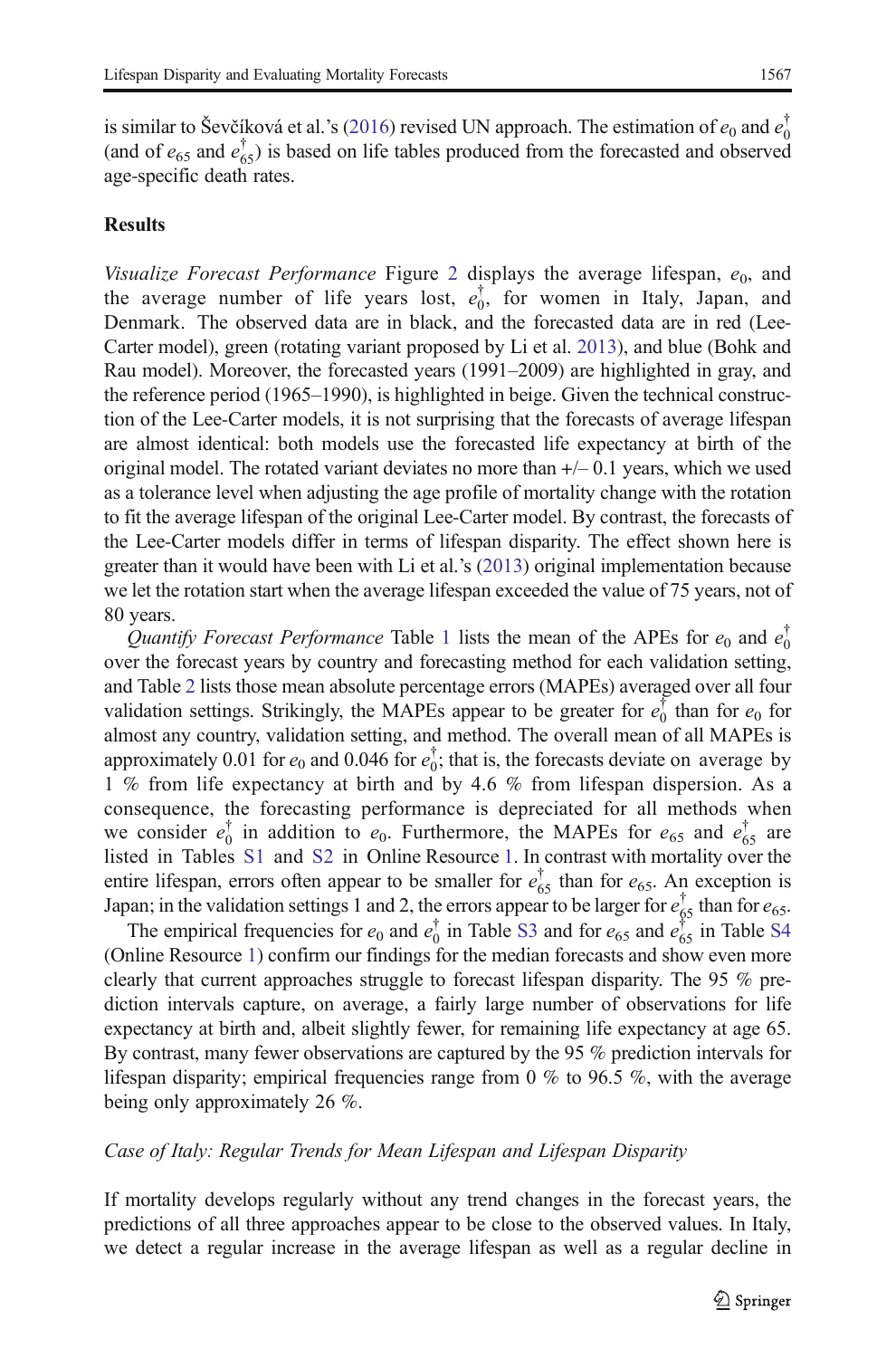is similar to Ševčíková et al.'s (2016) revised UN approach. The estimation of $e_0$ and $e_0^\dagger$ (and of $e_{65}$ and $e_{65}^\dagger$) is based on life tables produced from the forecasted and observed age-specific death rates.

## Results

*Visualize Forecast Performance* Figure 2 displays the average lifespan, $e_0$, and the average number of life years lost, $e_0^\dagger$, for women in Italy, Japan, and Denmark. The observed data are in black, and the forecasted data are in red (Lee-Carter model), green (rotating variant proposed by Li et al. 2013), and blue (Bohk and Rau model). Moreover, the forecasted years (1991–2009) are highlighted in gray, and the reference period (1965–1990), is highlighted in beige. Given the technical construction of the Lee-Carter models, it is not surprising that the forecasts of average lifespan are almost identical: both models use the forecasted life expectancy at birth of the original model. The rotated variant deviates no more than +/– 0.1 years, which we used as a tolerance level when adjusting the age profile of mortality change with the rotation to fit the average lifespan of the original Lee-Carter model. By contrast, the forecasts of the Lee-Carter models differ in terms of lifespan disparity. The effect shown here is greater than it would have been with Li et al.'s (2013) original implementation because we let the rotation start when the average lifespan exceeded the value of 75 years, not of 80 years.

*Quantify Forecast Performance* Table 1 lists the mean of the APEs for $e_0$ and $e_0^\dagger$ over the forecast years by country and forecasting method for each validation setting, and Table 2 lists those mean absolute percentage errors (MAPEs) averaged over all four validation settings. Strikingly, the MAPEs appear to be greater for $e_0^\dagger$ than for $e_0$ for almost any country, validation setting, and method. The overall mean of all MAPEs is approximately 0.01 for $e_0$ and 0.046 for $e_0^\dagger$; that is, the forecasts deviate on average by 1 % from life expectancy at birth and by 4.6 % from lifespan dispersion. As a consequence, the forecasting performance is depreciated for all methods when we consider $e_0^\dagger$ in addition to $e_0$. Furthermore, the MAPEs for $e_{65}$ and $e_{65}^\dagger$ are listed in Tables S1 and S2 in Online Resource 1. In contrast with mortality over the entire lifespan, errors often appear to be smaller for $e_{65}^\dagger$ than for $e_{65}$. An exception is Japan; in the validation settings 1 and 2, the errors appear to be larger for $e_{65}^\dagger$ than for $e_{65}$.

The empirical frequencies for $e_0$ and $e_0^\dagger$ in Table S3 and for $e_{65}$ and $e_{65}^\dagger$ in Table S4 (Online Resource 1) confirm our findings for the median forecasts and show even more clearly that current approaches struggle to forecast lifespan disparity. The 95 % prediction intervals capture, on average, a fairly large number of observations for life expectancy at birth and, albeit slightly fewer, for remaining life expectancy at age 65. By contrast, many fewer observations are captured by the 95 % prediction intervals for lifespan disparity; empirical frequencies range from 0 % to 96.5 %, with the average being only approximately 26 %.

### *Case of Italy: Regular Trends for Mean Lifespan and Lifespan Disparity*

If mortality develops regularly without any trend changes in the forecast years, the predictions of all three approaches appear to be close to the observed values. In Italy, we detect a regular increase in the average lifespan as well as a regular decline in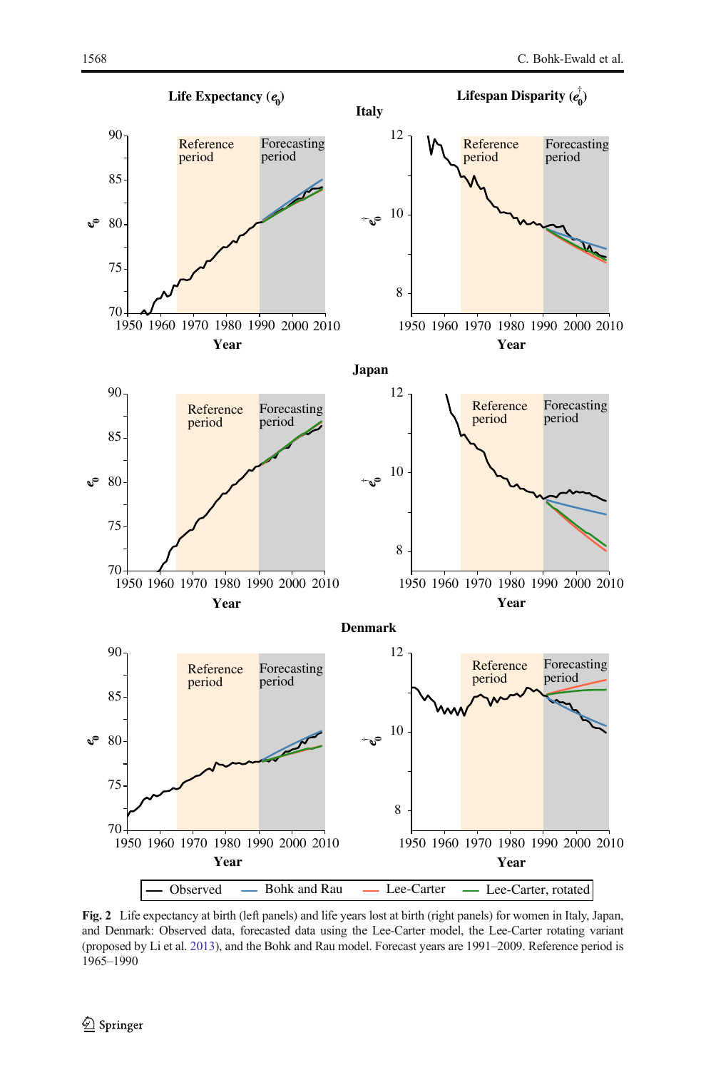**Fig. 2** Life expectancy at birth (left panels) and life years lost at birth (right panels) for women in Italy, Japan, and Denmark: Observed data, forecasted data using the Lee-Carter model, the Lee-Carter rotating variant (proposed by Li et al. 2013), and the Bohk and Rau model. Forecast years are 1991–2009. Reference period is 1965–1990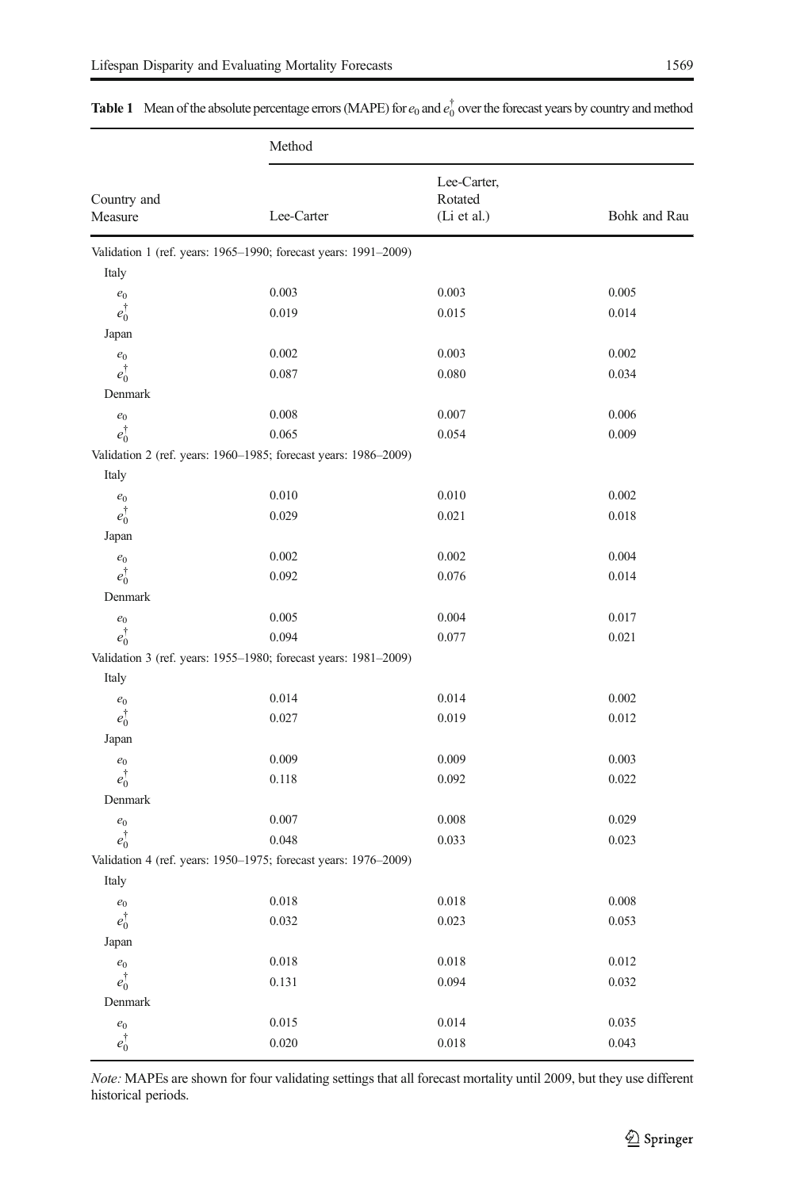**Table 1** Mean of the absolute percentage errors (MAPE) for $e_0$ and $e_0^\dagger$ over the forecast years by country and method

| Country and Measure | Method | | |
|---|---|---|---|
| | Lee-Carter | Lee-Carter, Rotated (Li et al.) | Bohk and Rau |
| **Validation 1 (ref. years: 1965–1990; forecast years: 1991–2009)** | | | |
| Italy | | | |
| $e_0$ | 0.003 | 0.003 | 0.005 |
| $e_0^\dagger$ | 0.019 | 0.015 | 0.014 |
| Japan | | | |
| $e_0$ | 0.002 | 0.003 | 0.002 |
| $e_0^\dagger$ | 0.087 | 0.080 | 0.034 |
| Denmark | | | |
| $e_0$ | 0.008 | 0.007 | 0.006 |
| $e_0^\dagger$ | 0.065 | 0.054 | 0.009 |
| **Validation 2 (ref. years: 1960–1985; forecast years: 1986–2009)** | | | |
| Italy | | | |
| $e_0$ | 0.010 | 0.010 | 0.002 |
| $e_0^\dagger$ | 0.029 | 0.021 | 0.018 |
| Japan | | | |
| $e_0$ | 0.002 | 0.002 | 0.004 |
| $e_0^\dagger$ | 0.092 | 0.076 | 0.014 |
| Denmark | | | |
| $e_0$ | 0.005 | 0.004 | 0.017 |
| $e_0^\dagger$ | 0.094 | 0.077 | 0.021 |
| **Validation 3 (ref. years: 1955–1980; forecast years: 1981–2009)** | | | |
| Italy | | | |
| $e_0$ | 0.014 | 0.014 | 0.002 |
| $e_0^\dagger$ | 0.027 | 0.019 | 0.012 |
| Japan | | | |
| $e_0$ | 0.009 | 0.009 | 0.003 |
| $e_0^\dagger$ | 0.118 | 0.092 | 0.022 |
| Denmark | | | |
| $e_0$ | 0.007 | 0.008 | 0.029 |
| $e_0^\dagger$ | 0.048 | 0.033 | 0.023 |
| **Validation 4 (ref. years: 1950–1975; forecast years: 1976–2009)** | | | |
| Italy | | | |
| $e_0$ | 0.018 | 0.018 | 0.008 |
| $e_0^\dagger$ | 0.032 | 0.023 | 0.053 |
| Japan | | | |
| $e_0$ | 0.018 | 0.018 | 0.012 |
| $e_0^\dagger$ | 0.131 | 0.094 | 0.032 |
| Denmark | | | |
| $e_0$ | 0.015 | 0.014 | 0.035 |
| $e_0^\dagger$ | 0.020 | 0.018 | 0.043 |

*Note:* MAPEs are shown for four validating settings that all forecast mortality until 2009, but they use different historical periods.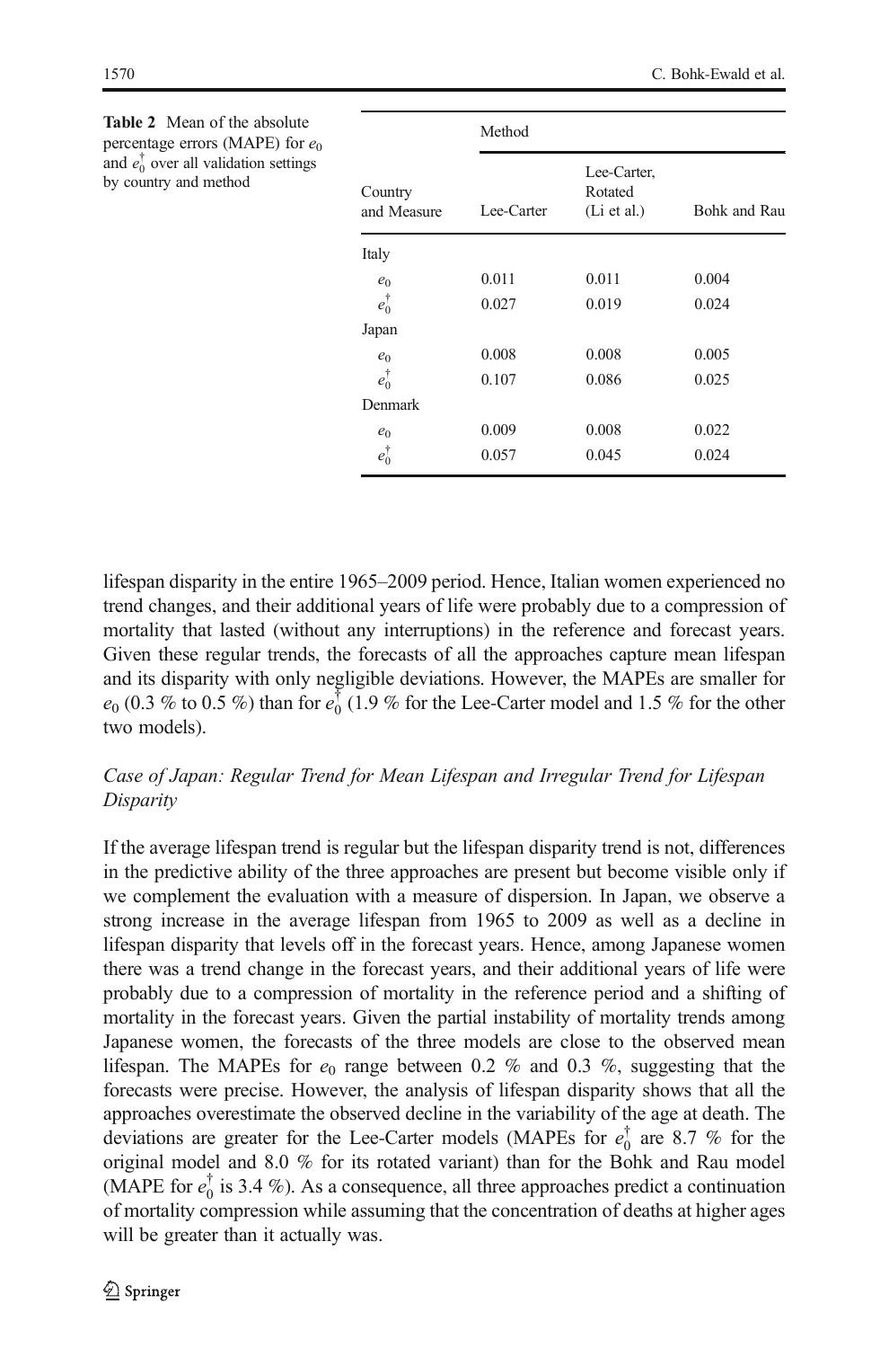**Table 2** Mean of the absolute percentage errors (MAPE) for $e_0$ and $e_0^\dagger$ over all validation settings by country and method

| Country and Measure | Method | | |
|---|---|---|---|
| | Lee-Carter | Lee-Carter, Rotated (Li et al.) | Bohk and Rau |
| Italy | | | |
| $e_0$ | 0.011 | 0.011 | 0.004 |
| $e_0^\dagger$ | 0.027 | 0.019 | 0.024 |
| Japan | | | |
| $e_0$ | 0.008 | 0.008 | 0.005 |
| $e_0^\dagger$ | 0.107 | 0.086 | 0.025 |
| Denmark | | | |
| $e_0$ | 0.009 | 0.008 | 0.022 |
| $e_0^\dagger$ | 0.057 | 0.045 | 0.024 |

lifespan disparity in the entire 1965–2009 period. Hence, Italian women experienced no trend changes, and their additional years of life were probably due to a compression of mortality that lasted (without any interruptions) in the reference and forecast years. Given these regular trends, the forecasts of all the approaches capture mean lifespan and its disparity with only negligible deviations. However, the MAPEs are smaller for $e_0$ (0.3 % to 0.5 %) than for $e_0^\dagger$ (1.9 % for the Lee-Carter model and 1.5 % for the other two models).

### *Case of Japan: Regular Trend for Mean Lifespan and Irregular Trend for Lifespan Disparity*

If the average lifespan trend is regular but the lifespan disparity trend is not, differences in the predictive ability of the three approaches are present but become visible only if we complement the evaluation with a measure of dispersion. In Japan, we observe a strong increase in the average lifespan from 1965 to 2009 as well as a decline in lifespan disparity that levels off in the forecast years. Hence, among Japanese women there was a trend change in the forecast years, and their additional years of life were probably due to a compression of mortality in the reference period and a shifting of mortality in the forecast years. Given the partial instability of mortality trends among Japanese women, the forecasts of the three models are close to the observed mean lifespan. The MAPEs for $e_0$ range between 0.2 % and 0.3 %, suggesting that the forecasts were precise. However, the analysis of lifespan disparity shows that all the approaches overestimate the observed decline in the variability of the age at death. The deviations are greater for the Lee-Carter models (MAPEs for $e_0^\dagger$ are 8.7 % for the original model and 8.0 % for its rotated variant) than for the Bohk and Rau model (MAPE for $e_0^\dagger$ is 3.4 %). As a consequence, all three approaches predict a continuation of mortality compression while assuming that the concentration of deaths at higher ages will be greater than it actually was.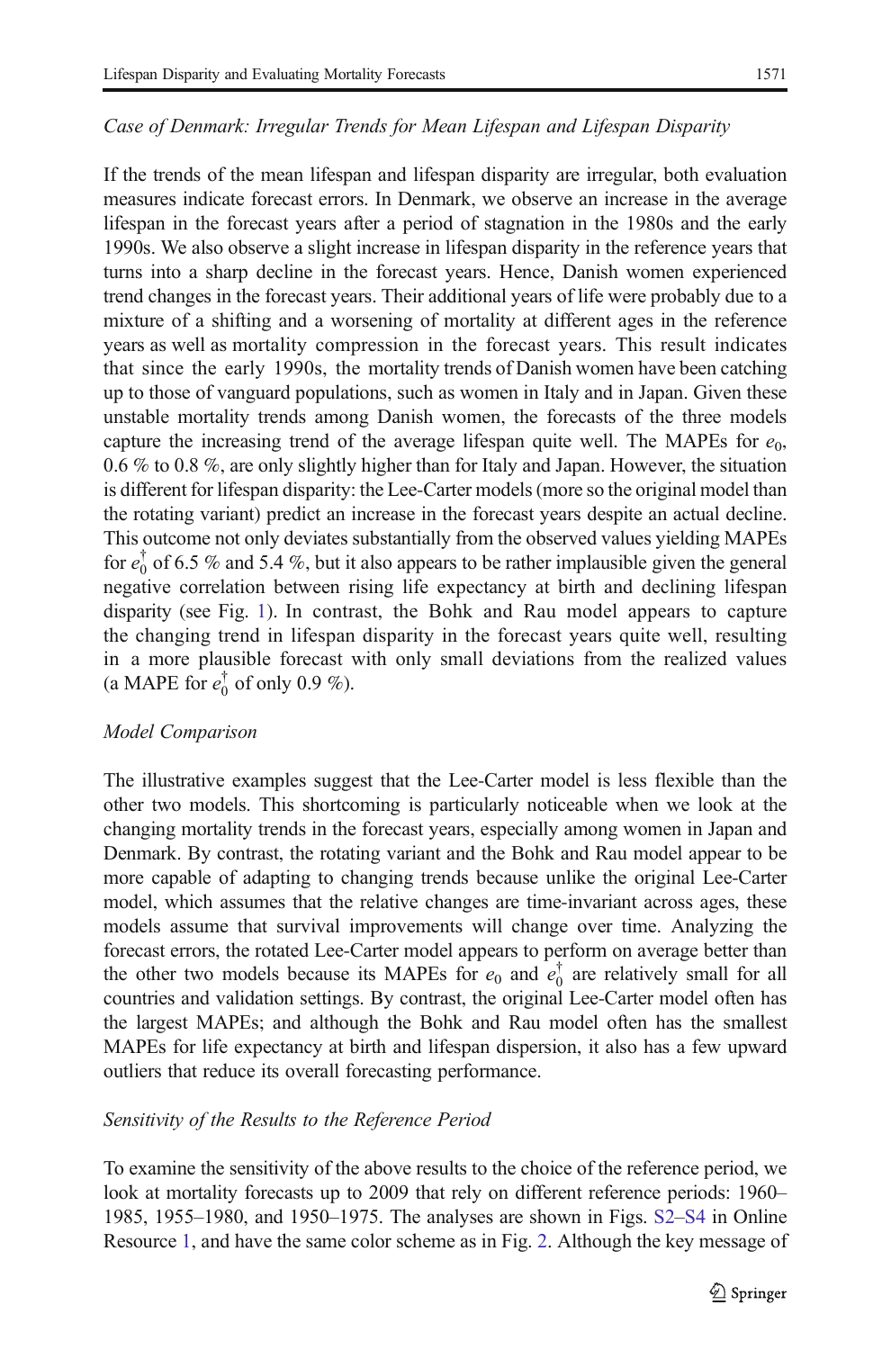*Case of Denmark: Irregular Trends for Mean Lifespan and Lifespan Disparity*

If the trends of the mean lifespan and lifespan disparity are irregular, both evaluation measures indicate forecast errors. In Denmark, we observe an increase in the average lifespan in the forecast years after a period of stagnation in the 1980s and the early 1990s. We also observe a slight increase in lifespan disparity in the reference years that turns into a sharp decline in the forecast years. Hence, Danish women experienced trend changes in the forecast years. Their additional years of life were probably due to a mixture of a shifting and a worsening of mortality at different ages in the reference years as well as mortality compression in the forecast years. This result indicates that since the early 1990s, the mortality trends of Danish women have been catching up to those of vanguard populations, such as women in Italy and in Japan. Given these unstable mortality trends among Danish women, the forecasts of the three models capture the increasing trend of the average lifespan quite well. The MAPEs for $e_0$, 0.6 % to 0.8 %, are only slightly higher than for Italy and Japan. However, the situation is different for lifespan disparity: the Lee-Carter models (more so the original model than the rotating variant) predict an increase in the forecast years despite an actual decline. This outcome not only deviates substantially from the observed values yielding MAPEs for $e_0^\dagger$ of 6.5 % and 5.4 %, but it also appears to be rather implausible given the general negative correlation between rising life expectancy at birth and declining lifespan disparity (see Fig. 1). In contrast, the Bohk and Rau model appears to capture the changing trend in lifespan disparity in the forecast years quite well, resulting in a more plausible forecast with only small deviations from the realized values (a MAPE for $e_0^\dagger$ of only 0.9 %).

*Model Comparison*

The illustrative examples suggest that the Lee-Carter model is less flexible than the other two models. This shortcoming is particularly noticeable when we look at the changing mortality trends in the forecast years, especially among women in Japan and Denmark. By contrast, the rotating variant and the Bohk and Rau model appear to be more capable of adapting to changing trends because unlike the original Lee-Carter model, which assumes that the relative changes are time-invariant across ages, these models assume that survival improvements will change over time. Analyzing the forecast errors, the rotated Lee-Carter model appears to perform on average better than the other two models because its MAPEs for $e_0$ and $e_0^\dagger$ are relatively small for all countries and validation settings. By contrast, the original Lee-Carter model often has the largest MAPEs; and although the Bohk and Rau model often has the smallest MAPEs for life expectancy at birth and lifespan dispersion, it also has a few upward outliers that reduce its overall forecasting performance.

*Sensitivity of the Results to the Reference Period*

To examine the sensitivity of the above results to the choice of the reference period, we look at mortality forecasts up to 2009 that rely on different reference periods: 1960–1985, 1955–1980, and 1950–1975. The analyses are shown in Figs. S2–S4 in Online Resource 1, and have the same color scheme as in Fig. 2. Although the key message of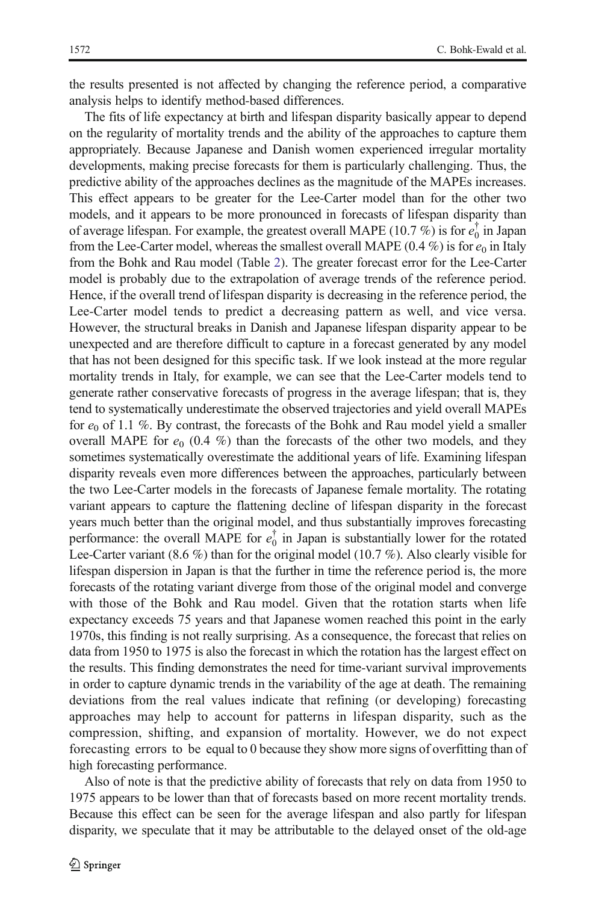the results presented is not affected by changing the reference period, a comparative analysis helps to identify method-based differences.

The fits of life expectancy at birth and lifespan disparity basically appear to depend on the regularity of mortality trends and the ability of the approaches to capture them appropriately. Because Japanese and Danish women experienced irregular mortality developments, making precise forecasts for them is particularly challenging. Thus, the predictive ability of the approaches declines as the magnitude of the MAPEs increases. This effect appears to be greater for the Lee-Carter model than for the other two models, and it appears to be more pronounced in forecasts of lifespan disparity than of average lifespan. For example, the greatest overall MAPE (10.7 %) is for $e_0^\dagger$ in Japan from the Lee-Carter model, whereas the smallest overall MAPE (0.4 %) is for $e_0$ in Italy from the Bohk and Rau model (Table 2). The greater forecast error for the Lee-Carter model is probably due to the extrapolation of average trends of the reference period. Hence, if the overall trend of lifespan disparity is decreasing in the reference period, the Lee-Carter model tends to predict a decreasing pattern as well, and vice versa. However, the structural breaks in Danish and Japanese lifespan disparity appear to be unexpected and are therefore difficult to capture in a forecast generated by any model that has not been designed for this specific task. If we look instead at the more regular mortality trends in Italy, for example, we can see that the Lee-Carter models tend to generate rather conservative forecasts of progress in the average lifespan; that is, they tend to systematically underestimate the observed trajectories and yield overall MAPEs for $e_0$ of 1.1 %. By contrast, the forecasts of the Bohk and Rau model yield a smaller overall MAPE for $e_0$ (0.4 %) than the forecasts of the other two models, and they sometimes systematically overestimate the additional years of life. Examining lifespan disparity reveals even more differences between the approaches, particularly between the two Lee-Carter models in the forecasts of Japanese female mortality. The rotating variant appears to capture the flattening decline of lifespan disparity in the forecast years much better than the original model, and thus substantially improves forecasting performance: the overall MAPE for $e_0^\dagger$ in Japan is substantially lower for the rotated Lee-Carter variant (8.6 %) than for the original model (10.7 %). Also clearly visible for lifespan dispersion in Japan is that the further in time the reference period is, the more forecasts of the rotating variant diverge from those of the original model and converge with those of the Bohk and Rau model. Given that the rotation starts when life expectancy exceeds 75 years and that Japanese women reached this point in the early 1970s, this finding is not really surprising. As a consequence, the forecast that relies on data from 1950 to 1975 is also the forecast in which the rotation has the largest effect on the results. This finding demonstrates the need for time-variant survival improvements in order to capture dynamic trends in the variability of the age at death. The remaining deviations from the real values indicate that refining (or developing) forecasting approaches may help to account for patterns in lifespan disparity, such as the compression, shifting, and expansion of mortality. However, we do not expect forecasting errors to be equal to 0 because they show more signs of overfitting than of high forecasting performance.

Also of note is that the predictive ability of forecasts that rely on data from 1950 to 1975 appears to be lower than that of forecasts based on more recent mortality trends. Because this effect can be seen for the average lifespan and also partly for lifespan disparity, we speculate that it may be attributable to the delayed onset of the old-age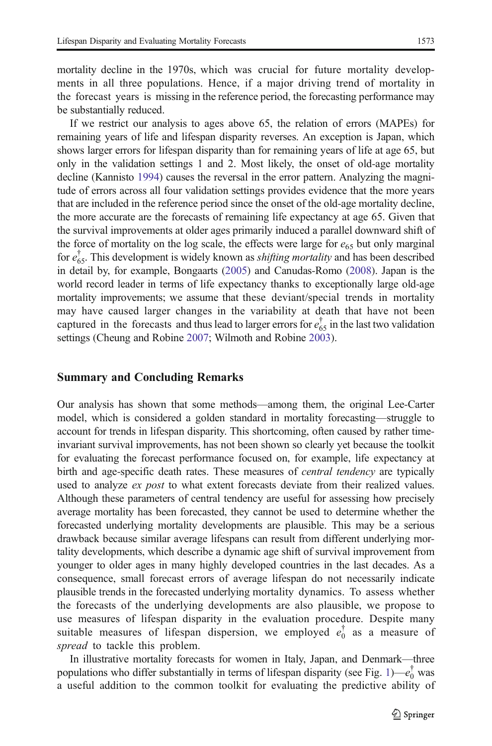mortality decline in the 1970s, which was crucial for future mortality developments in all three populations. Hence, if a major driving trend of mortality in the forecast years is missing in the reference period, the forecasting performance may be substantially reduced.

If we restrict our analysis to ages above 65, the relation of errors (MAPEs) for remaining years of life and lifespan disparity reverses. An exception is Japan, which shows larger errors for lifespan disparity than for remaining years of life at age 65, but only in the validation settings 1 and 2. Most likely, the onset of old-age mortality decline (Kannisto 1994) causes the reversal in the error pattern. Analyzing the magnitude of errors across all four validation settings provides evidence that the more years that are included in the reference period since the onset of the old-age mortality decline, the more accurate are the forecasts of remaining life expectancy at age 65. Given that the survival improvements at older ages primarily induced a parallel downward shift of the force of mortality on the log scale, the effects were large for $e_{65}$ but only marginal for $e^{\dagger}_{65}$. This development is widely known as *shifting mortality* and has been described in detail by, for example, Bongaarts (2005) and Canudas-Romo (2008). Japan is the world record leader in terms of life expectancy thanks to exceptionally large old-age mortality improvements; we assume that these deviant/special trends in mortality may have caused larger changes in the variability at death that have not been captured in the forecasts and thus lead to larger errors for $e^{\dagger}_{65}$ in the last two validation settings (Cheung and Robine 2007; Wilmoth and Robine 2003).

## Summary and Concluding Remarks

Our analysis has shown that some methods—among them, the original Lee-Carter model, which is considered a golden standard in mortality forecasting—struggle to account for trends in lifespan disparity. This shortcoming, often caused by rather time-invariant survival improvements, has not been shown so clearly yet because the toolkit for evaluating the forecast performance focused on, for example, life expectancy at birth and age-specific death rates. These measures of *central tendency* are typically used to analyze *ex post* to what extent forecasts deviate from their realized values. Although these parameters of central tendency are useful for assessing how precisely average mortality has been forecasted, they cannot be used to determine whether the forecasted underlying mortality developments are plausible. This may be a serious drawback because similar average lifespans can result from different underlying mortality developments, which describe a dynamic age shift of survival improvement from younger to older ages in many highly developed countries in the last decades. As a consequence, small forecast errors of average lifespan do not necessarily indicate plausible trends in the forecasted underlying mortality dynamics. To assess whether the forecasts of the underlying developments are also plausible, we propose to use measures of lifespan disparity in the evaluation procedure. Despite many suitable measures of lifespan dispersion, we employed $e^{\dagger}_{0}$ as a measure of *spread* to tackle this problem.

In illustrative mortality forecasts for women in Italy, Japan, and Denmark—three populations who differ substantially in terms of lifespan disparity (see Fig. 1)—$e^{\dagger}_{0}$ was a useful addition to the common toolkit for evaluating the predictive ability of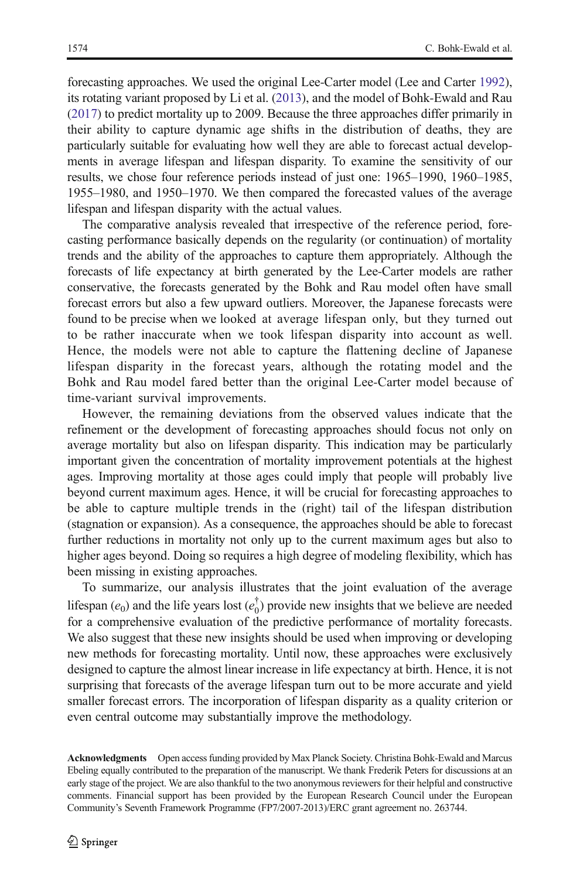forecasting approaches. We used the original Lee-Carter model (Lee and Carter 1992), its rotating variant proposed by Li et al. (2013), and the model of Bohk-Ewald and Rau (2017) to predict mortality up to 2009. Because the three approaches differ primarily in their ability to capture dynamic age shifts in the distribution of deaths, they are particularly suitable for evaluating how well they are able to forecast actual developments in average lifespan and lifespan disparity. To examine the sensitivity of our results, we chose four reference periods instead of just one: 1965–1990, 1960–1985, 1955–1980, and 1950–1970. We then compared the forecasted values of the average lifespan and lifespan disparity with the actual values.

The comparative analysis revealed that irrespective of the reference period, forecasting performance basically depends on the regularity (or continuation) of mortality trends and the ability of the approaches to capture them appropriately. Although the forecasts of life expectancy at birth generated by the Lee-Carter models are rather conservative, the forecasts generated by the Bohk and Rau model often have small forecast errors but also a few upward outliers. Moreover, the Japanese forecasts were found to be precise when we looked at average lifespan only, but they turned out to be rather inaccurate when we took lifespan disparity into account as well. Hence, the models were not able to capture the flattening decline of Japanese lifespan disparity in the forecast years, although the rotating model and the Bohk and Rau model fared better than the original Lee-Carter model because of time-variant survival improvements.

However, the remaining deviations from the observed values indicate that the refinement or the development of forecasting approaches should focus not only on average mortality but also on lifespan disparity. This indication may be particularly important given the concentration of mortality improvement potentials at the highest ages. Improving mortality at those ages could imply that people will probably live beyond current maximum ages. Hence, it will be crucial for forecasting approaches to be able to capture multiple trends in the (right) tail of the lifespan distribution (stagnation or expansion). As a consequence, the approaches should be able to forecast further reductions in mortality not only up to the current maximum ages but also to higher ages beyond. Doing so requires a high degree of modeling flexibility, which has been missing in existing approaches.

To summarize, our analysis illustrates that the joint evaluation of the average lifespan ($e_0$) and the life years lost ($e_0^\dagger$) provide new insights that we believe are needed for a comprehensive evaluation of the predictive performance of mortality forecasts. We also suggest that these new insights should be used when improving or developing new methods for forecasting mortality. Until now, these approaches were exclusively designed to capture the almost linear increase in life expectancy at birth. Hence, it is not surprising that forecasts of the average lifespan turn out to be more accurate and yield smaller forecast errors. The incorporation of lifespan disparity as a quality criterion or even central outcome may substantially improve the methodology.

**Acknowledgments** Open access funding provided by Max Planck Society. Christina Bohk-Ewald and Marcus Ebeling equally contributed to the preparation of the manuscript. We thank Frederik Peters for discussions at an early stage of the project. We are also thankful to the two anonymous reviewers for their helpful and constructive comments. Financial support has been provided by the European Research Council under the European Community's Seventh Framework Programme (FP7/2007-2013)/ERC grant agreement no. 263744.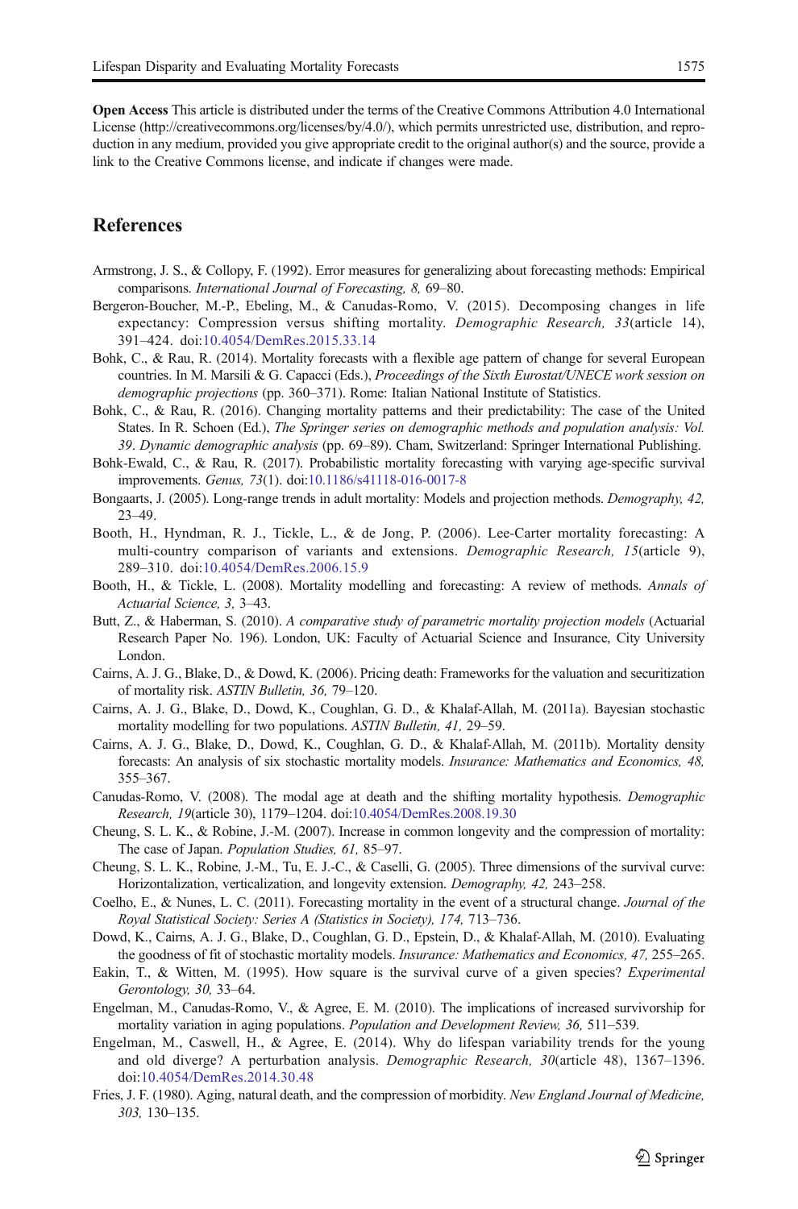**Open Access** This article is distributed under the terms of the Creative Commons Attribution 4.0 International License (http://creativecommons.org/licenses/by/4.0/), which permits unrestricted use, distribution, and reproduction in any medium, provided you give appropriate credit to the original author(s) and the source, provide a link to the Creative Commons license, and indicate if changes were made.

## References

Armstrong, J. S., & Collopy, F. (1992). Error measures for generalizing about forecasting methods: Empirical comparisons. *International Journal of Forecasting, 8,* 69–80.

Bergeron-Boucher, M.-P., Ebeling, M., & Canudas-Romo, V. (2015). Decomposing changes in life expectancy: Compression versus shifting mortality. *Demographic Research, 33*(article 14), 391–424. doi:10.4054/DemRes.2015.33.14

Bohk, C., & Rau, R. (2014). Mortality forecasts with a flexible age pattern of change for several European countries. In M. Marsili & G. Capacci (Eds.), *Proceedings of the Sixth Eurostat/UNECE work session on demographic projections* (pp. 360–371). Rome: Italian National Institute of Statistics.

Bohk, C., & Rau, R. (2016). Changing mortality patterns and their predictability: The case of the United States. In R. Schoen (Ed.), *The Springer series on demographic methods and population analysis: Vol. 39*. *Dynamic demographic analysis* (pp. 69–89). Cham, Switzerland: Springer International Publishing.

Bohk-Ewald, C., & Rau, R. (2017). Probabilistic mortality forecasting with varying age-specific survival improvements. *Genus, 73*(1). doi:10.1186/s41118-016-0017-8

Bongaarts, J. (2005). Long-range trends in adult mortality: Models and projection methods. *Demography, 42,* 23–49.

Booth, H., Hyndman, R. J., Tickle, L., & de Jong, P. (2006). Lee-Carter mortality forecasting: A multi-country comparison of variants and extensions. *Demographic Research, 15*(article 9), 289–310. doi:10.4054/DemRes.2006.15.9

Booth, H., & Tickle, L. (2008). Mortality modelling and forecasting: A review of methods. *Annals of Actuarial Science, 3,* 3–43.

Butt, Z., & Haberman, S. (2010). *A comparative study of parametric mortality projection models* (Actuarial Research Paper No. 196). London, UK: Faculty of Actuarial Science and Insurance, City University London.

Cairns, A. J. G., Blake, D., & Dowd, K. (2006). Pricing death: Frameworks for the valuation and securitization of mortality risk. *ASTIN Bulletin, 36,* 79–120.

Cairns, A. J. G., Blake, D., Dowd, K., Coughlan, G. D., & Khalaf-Allah, M. (2011a). Bayesian stochastic mortality modelling for two populations. *ASTIN Bulletin, 41,* 29–59.

Cairns, A. J. G., Blake, D., Dowd, K., Coughlan, G. D., & Khalaf-Allah, M. (2011b). Mortality density forecasts: An analysis of six stochastic mortality models. *Insurance: Mathematics and Economics, 48,* 355–367.

Canudas-Romo, V. (2008). The modal age at death and the shifting mortality hypothesis. *Demographic Research, 19*(article 30), 1179–1204. doi:10.4054/DemRes.2008.19.30

Cheung, S. L. K., & Robine, J.-M. (2007). Increase in common longevity and the compression of mortality: The case of Japan. *Population Studies, 61,* 85–97.

Cheung, S. L. K., Robine, J.-M., Tu, E. J.-C., & Caselli, G. (2005). Three dimensions of the survival curve: Horizontalization, verticalization, and longevity extension. *Demography, 42,* 243–258.

Coelho, E., & Nunes, L. C. (2011). Forecasting mortality in the event of a structural change. *Journal of the Royal Statistical Society: Series A (Statistics in Society), 174,* 713–736.

Dowd, K., Cairns, A. J. G., Blake, D., Coughlan, G. D., Epstein, D., & Khalaf-Allah, M. (2010). Evaluating the goodness of fit of stochastic mortality models. *Insurance: Mathematics and Economics, 47,* 255–265.

Eakin, T., & Witten, M. (1995). How square is the survival curve of a given species? *Experimental Gerontology, 30,* 33–64.

Engelman, M., Canudas-Romo, V., & Agree, E. M. (2010). The implications of increased survivorship for mortality variation in aging populations. *Population and Development Review, 36,* 511–539.

Engelman, M., Caswell, H., & Agree, E. (2014). Why do lifespan variability trends for the young and old diverge? A perturbation analysis. *Demographic Research, 30*(article 48), 1367–1396. doi:10.4054/DemRes.2014.30.48

Fries, J. F. (1980). Aging, natural death, and the compression of morbidity. *New England Journal of Medicine, 303,* 130–135.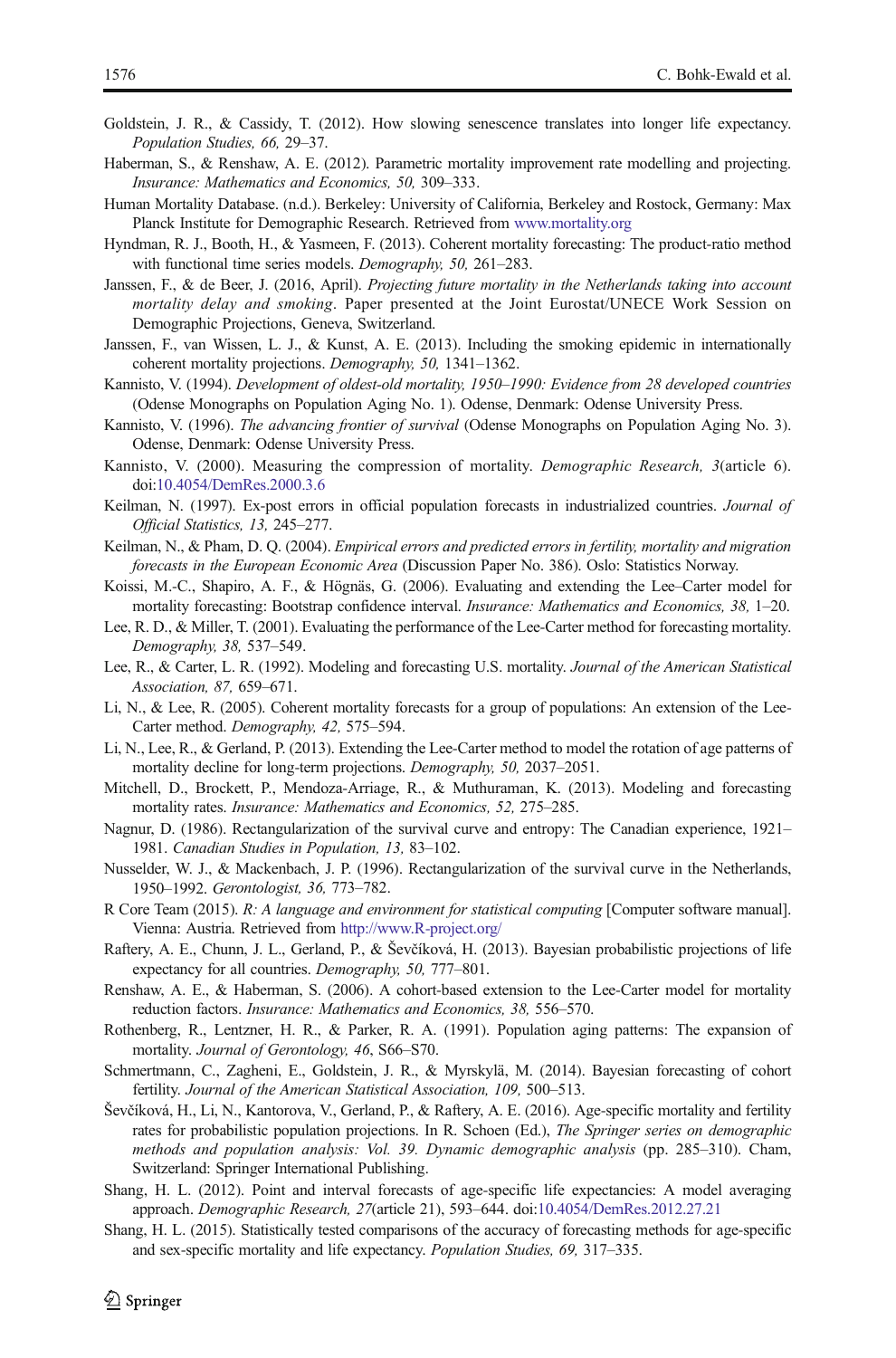Goldstein, J. R., & Cassidy, T. (2012). How slowing senescence translates into longer life expectancy. *Population Studies, 66,* 29–37.

Haberman, S., & Renshaw, A. E. (2012). Parametric mortality improvement rate modelling and projecting. *Insurance: Mathematics and Economics, 50,* 309–333.

Human Mortality Database. (n.d.). Berkeley: University of California, Berkeley and Rostock, Germany: Max Planck Institute for Demographic Research. Retrieved from www.mortality.org

Hyndman, R. J., Booth, H., & Yasmeen, F. (2013). Coherent mortality forecasting: The product-ratio method with functional time series models. *Demography, 50,* 261–283.

Janssen, F., & de Beer, J. (2016, April). *Projecting future mortality in the Netherlands taking into account mortality delay and smoking*. Paper presented at the Joint Eurostat/UNECE Work Session on Demographic Projections, Geneva, Switzerland.

Janssen, F., van Wissen, L. J., & Kunst, A. E. (2013). Including the smoking epidemic in internationally coherent mortality projections. *Demography, 50,* 1341–1362.

Kannisto, V. (1994). *Development of oldest-old mortality, 1950–1990: Evidence from 28 developed countries* (Odense Monographs on Population Aging No. 1). Odense, Denmark: Odense University Press.

Kannisto, V. (1996). *The advancing frontier of survival* (Odense Monographs on Population Aging No. 3). Odense, Denmark: Odense University Press.

Kannisto, V. (2000). Measuring the compression of mortality. *Demographic Research, 3*(article 6). doi:10.4054/DemRes.2000.3.6

Keilman, N. (1997). Ex-post errors in official population forecasts in industrialized countries. *Journal of Official Statistics, 13,* 245–277.

Keilman, N., & Pham, D. Q. (2004). *Empirical errors and predicted errors in fertility, mortality and migration forecasts in the European Economic Area* (Discussion Paper No. 386). Oslo: Statistics Norway.

Koissi, M.-C., Shapiro, A. F., & Högnäs, G. (2006). Evaluating and extending the Lee–Carter model for mortality forecasting: Bootstrap confidence interval. *Insurance: Mathematics and Economics, 38,* 1–20.

Lee, R. D., & Miller, T. (2001). Evaluating the performance of the Lee-Carter method for forecasting mortality. *Demography, 38,* 537–549.

Lee, R., & Carter, L. R. (1992). Modeling and forecasting U.S. mortality. *Journal of the American Statistical Association, 87,* 659–671.

Li, N., & Lee, R. (2005). Coherent mortality forecasts for a group of populations: An extension of the Lee-Carter method. *Demography, 42,* 575–594.

Li, N., Lee, R., & Gerland, P. (2013). Extending the Lee-Carter method to model the rotation of age patterns of mortality decline for long-term projections. *Demography, 50,* 2037–2051.

Mitchell, D., Brockett, P., Mendoza-Arriage, R., & Muthuraman, K. (2013). Modeling and forecasting mortality rates. *Insurance: Mathematics and Economics, 52,* 275–285.

Nagnur, D. (1986). Rectangularization of the survival curve and entropy: The Canadian experience, 1921–1981. *Canadian Studies in Population, 13,* 83–102.

Nusselder, W. J., & Mackenbach, J. P. (1996). Rectangularization of the survival curve in the Netherlands, 1950–1992. *Gerontologist, 36,* 773–782.

R Core Team (2015). *R: A language and environment for statistical computing* [Computer software manual]. Vienna: Austria. Retrieved from http://www.R-project.org/

Raftery, A. E., Chunn, J. L., Gerland, P., & Ševčíková, H. (2013). Bayesian probabilistic projections of life expectancy for all countries. *Demography, 50,* 777–801.

Renshaw, A. E., & Haberman, S. (2006). A cohort-based extension to the Lee-Carter model for mortality reduction factors. *Insurance: Mathematics and Economics, 38,* 556–570.

Rothenberg, R., Lentzner, H. R., & Parker, R. A. (1991). Population aging patterns: The expansion of mortality. *Journal of Gerontology, 46,* S66–S70.

Schmertmann, C., Zagheni, E., Goldstein, J. R., & Myrskylä, M. (2014). Bayesian forecasting of cohort fertility. *Journal of the American Statistical Association, 109,* 500–513.

Ševčíková, H., Li, N., Kantorova, V., Gerland, P., & Raftery, A. E. (2016). Age-specific mortality and fertility rates for probabilistic population projections. In R. Schoen (Ed.), *The Springer series on demographic methods and population analysis: Vol. 39. Dynamic demographic analysis* (pp. 285–310). Cham, Switzerland: Springer International Publishing.

Shang, H. L. (2012). Point and interval forecasts of age-specific life expectancies: A model averaging approach. *Demographic Research, 27*(article 21), 593–644. doi:10.4054/DemRes.2012.27.21

Shang, H. L. (2015). Statistically tested comparisons of the accuracy of forecasting methods for age-specific and sex-specific mortality and life expectancy. *Population Studies, 69,* 317–335.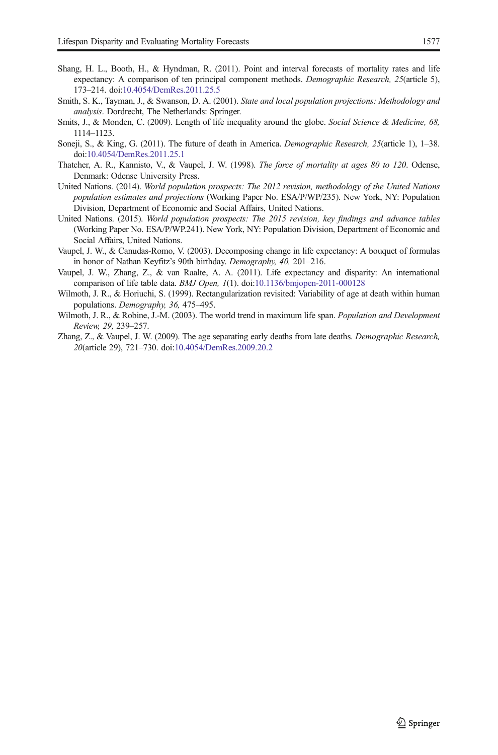Shang, H. L., Booth, H., & Hyndman, R. (2011). Point and interval forecasts of mortality rates and life expectancy: A comparison of ten principal component methods. *Demographic Research, 25*(article 5), 173–214. doi:10.4054/DemRes.2011.25.5

Smith, S. K., Tayman, J., & Swanson, D. A. (2001). *State and local population projections: Methodology and analysis*. Dordrecht, The Netherlands: Springer.

Smits, J., & Monden, C. (2009). Length of life inequality around the globe. *Social Science & Medicine, 68,* 1114–1123.

Soneji, S., & King, G. (2011). The future of death in America. *Demographic Research, 25*(article 1), 1–38. doi:10.4054/DemRes.2011.25.1

Thatcher, A. R., Kannisto, V., & Vaupel, J. W. (1998). *The force of mortality at ages 80 to 120*. Odense, Denmark: Odense University Press.

United Nations. (2014). *World population prospects: The 2012 revision, methodology of the United Nations population estimates and projections* (Working Paper No. ESA/P/WP/235). New York, NY: Population Division, Department of Economic and Social Affairs, United Nations.

United Nations. (2015). *World population prospects: The 2015 revision, key findings and advance tables* (Working Paper No. ESA/P/WP.241). New York, NY: Population Division, Department of Economic and Social Affairs, United Nations.

Vaupel, J. W., & Canudas-Romo, V. (2003). Decomposing change in life expectancy: A bouquet of formulas in honor of Nathan Keyfitz's 90th birthday. *Demography, 40,* 201–216.

Vaupel, J. W., Zhang, Z., & van Raalte, A. A. (2011). Life expectancy and disparity: An international comparison of life table data. *BMJ Open, 1*(1). doi:10.1136/bmjopen-2011-000128

Wilmoth, J. R., & Horiuchi, S. (1999). Rectangularization revisited: Variability of age at death within human populations. *Demography, 36,* 475–495.

Wilmoth, J. R., & Robine, J.-M. (2003). The world trend in maximum life span. *Population and Development Review, 29,* 239–257.

Zhang, Z., & Vaupel, J. W. (2009). The age separating early deaths from late deaths. *Demographic Research, 20*(article 29), 721–730. doi:10.4054/DemRes.2009.20.2